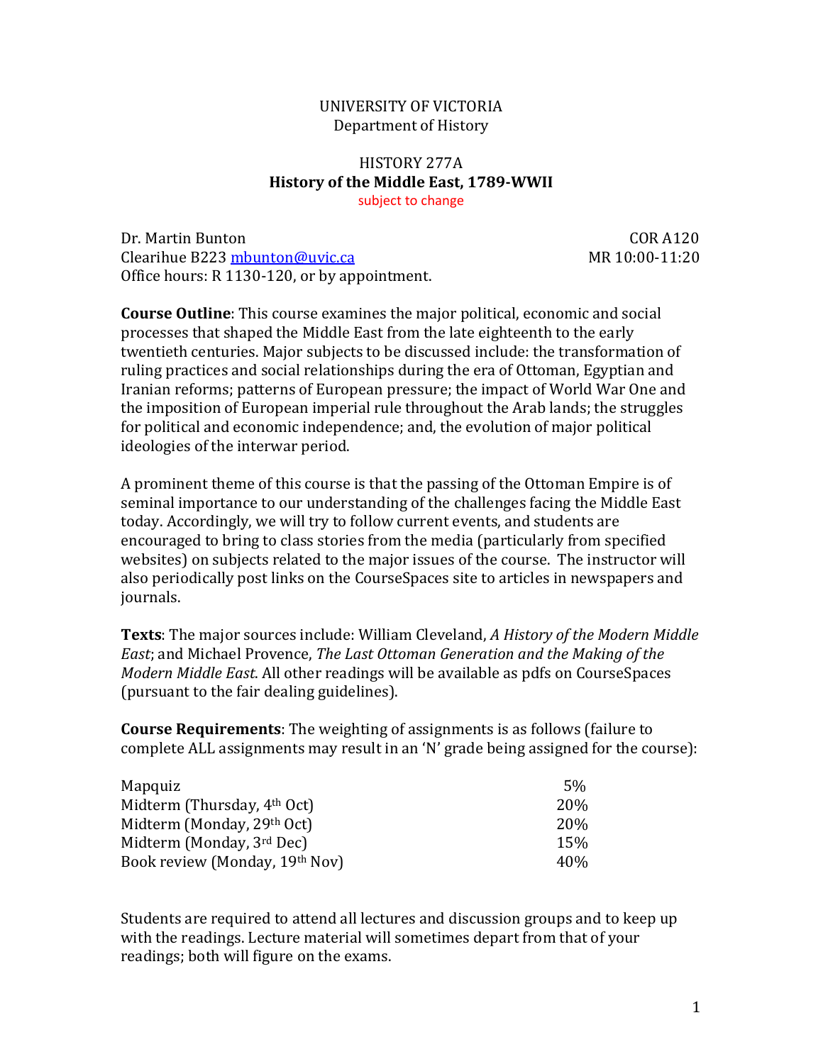UNIVERSITY OF VICTORIA
Department of History

HISTORY 277A
**History of the Middle East, 1789-WWII**
subject to change

Dr. Martin Bunton
Clearihue B223 mbunton@uvic.ca
Office hours: R 1130-120, or by appointment.

COR A120
MR 10:00-11:20

**Course Outline**: This course examines the major political, economic and social processes that shaped the Middle East from the late eighteenth to the early twentieth centuries. Major subjects to be discussed include: the transformation of ruling practices and social relationships during the era of Ottoman, Egyptian and Iranian reforms; patterns of European pressure; the impact of World War One and the imposition of European imperial rule throughout the Arab lands; the struggles for political and economic independence; and, the evolution of major political ideologies of the interwar period.

A prominent theme of this course is that the passing of the Ottoman Empire is of seminal importance to our understanding of the challenges facing the Middle East today. Accordingly, we will try to follow current events, and students are encouraged to bring to class stories from the media (particularly from specified websites) on subjects related to the major issues of the course. The instructor will also periodically post links on the CourseSpaces site to articles in newspapers and journals.

**Texts**: The major sources include: William Cleveland, *A History of the Modern Middle East*; and Michael Provence, *The Last Ottoman Generation and the Making of the Modern Middle East*. All other readings will be available as pdfs on CourseSpaces (pursuant to the fair dealing guidelines).

**Course Requirements**: The weighting of assignments is as follows (failure to complete ALL assignments may result in an 'N' grade being assigned for the course):

| | |
|---|---|
| Mapquiz | 5% |
| Midterm (Thursday, 4th Oct) | 20% |
| Midterm (Monday, 29th Oct) | 20% |
| Midterm (Monday, 3rd Dec) | 15% |
| Book review (Monday, 19th Nov) | 40% |

Students are required to attend all lectures and discussion groups and to keep up with the readings. Lecture material will sometimes depart from that of your readings; both will figure on the exams.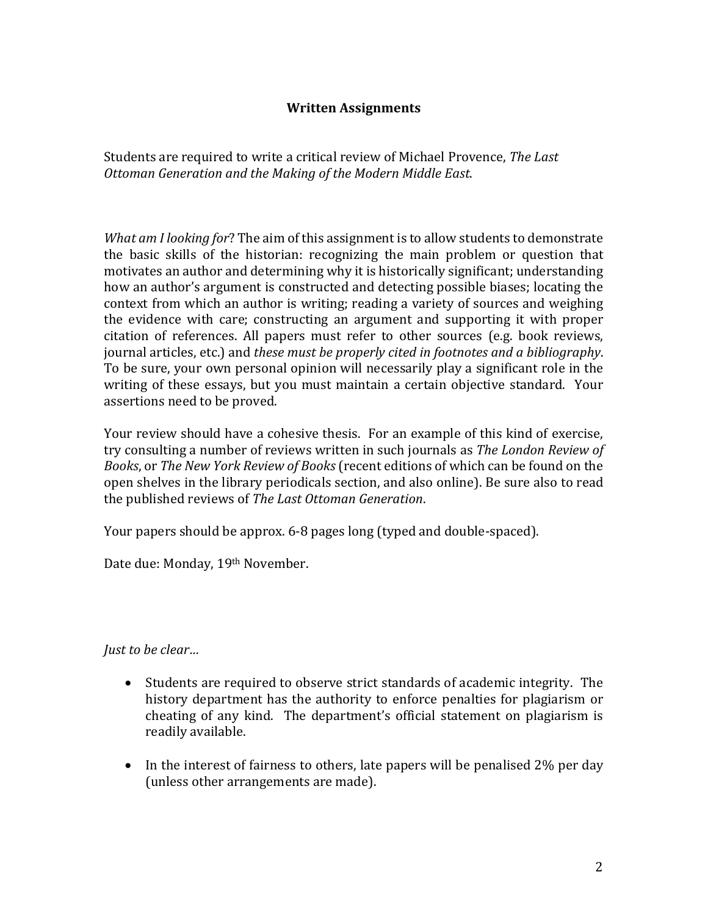## Written Assignments

Students are required to write a critical review of Michael Provence, *The Last Ottoman Generation and the Making of the Modern Middle East*.

*What am I looking for*? The aim of this assignment is to allow students to demonstrate the basic skills of the historian: recognizing the main problem or question that motivates an author and determining why it is historically significant; understanding how an author's argument is constructed and detecting possible biases; locating the context from which an author is writing; reading a variety of sources and weighing the evidence with care; constructing an argument and supporting it with proper citation of references. All papers must refer to other sources (e.g. book reviews, journal articles, etc.) and *these must be properly cited in footnotes and a bibliography*. To be sure, your own personal opinion will necessarily play a significant role in the writing of these essays, but you must maintain a certain objective standard. Your assertions need to be proved.

Your review should have a cohesive thesis. For an example of this kind of exercise, try consulting a number of reviews written in such journals as *The London Review of Books*, or *The New York Review of Books* (recent editions of which can be found on the open shelves in the library periodicals section, and also online). Be sure also to read the published reviews of *The Last Ottoman Generation*.

Your papers should be approx. 6-8 pages long (typed and double-spaced).

Date due: Monday, 19th November.

*Just to be clear…*

- Students are required to observe strict standards of academic integrity. The history department has the authority to enforce penalties for plagiarism or cheating of any kind. The department's official statement on plagiarism is readily available.
- In the interest of fairness to others, late papers will be penalised 2% per day (unless other arrangements are made).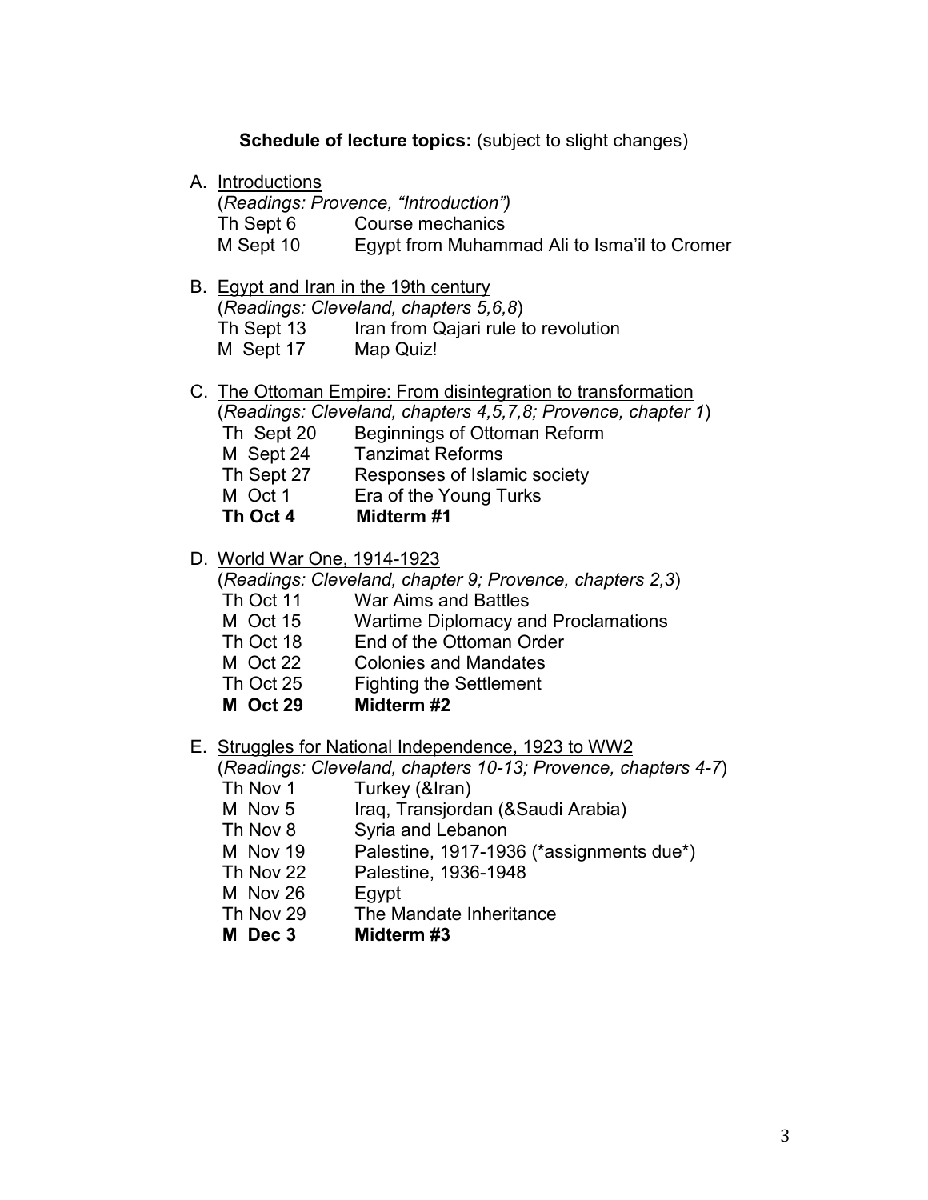**Schedule of lecture topics:** (subject to slight changes)

A. Introductions
   (*Readings: Provence, "Introduction")*

   Th Sept 6 Course mechanics
   M Sept 10 Egypt from Muhammad Ali to Isma'il to Cromer

B. Egypt and Iran in the 19th century
   (*Readings: Cleveland, chapters 5,6,8*)

   Th Sept 13 Iran from Qajari rule to revolution
   M Sept 17 Map Quiz!

C. The Ottoman Empire: From disintegration to transformation
   (*Readings: Cleveland, chapters 4,5,7,8; Provence, chapter 1*)

   Th Sept 20 Beginnings of Ottoman Reform
   M Sept 24 Tanzimat Reforms
   Th Sept 27 Responses of Islamic society
   M Oct 1 Era of the Young Turks
   **Th Oct 4 Midterm #1**

D. World War One, 1914-1923
   (*Readings: Cleveland, chapter 9; Provence, chapters 2,3*)

   Th Oct 11 War Aims and Battles
   M Oct 15 Wartime Diplomacy and Proclamations
   Th Oct 18 End of the Ottoman Order
   M Oct 22 Colonies and Mandates
   Th Oct 25 Fighting the Settlement
   **M Oct 29 Midterm #2**

E. Struggles for National Independence, 1923 to WW2
   (*Readings: Cleveland, chapters 10-13; Provence, chapters 4-7*)

   Th Nov 1 Turkey (&Iran)
   M Nov 5 Iraq, Transjordan (&Saudi Arabia)
   Th Nov 8 Syria and Lebanon
   M Nov 19 Palestine, 1917-1936 (*assignments due*)
   Th Nov 22 Palestine, 1936-1948
   M Nov 26 Egypt
   Th Nov 29 The Mandate Inheritance
   **M Dec 3 Midterm #3**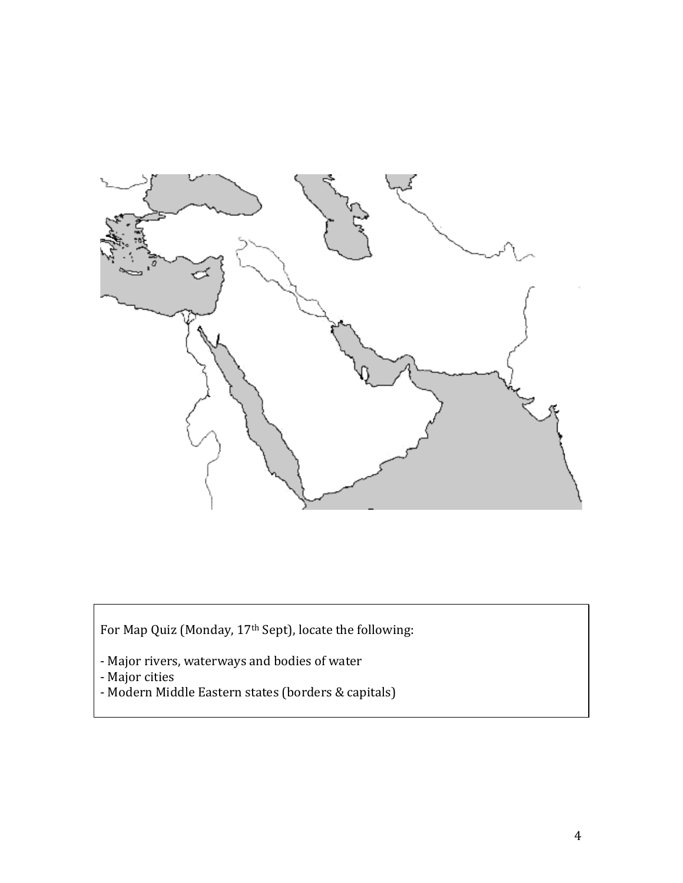For Map Quiz (Monday, 17th Sept), locate the following:

- Major rivers, waterways and bodies of water
- Major cities
- Modern Middle Eastern states (borders & capitals)